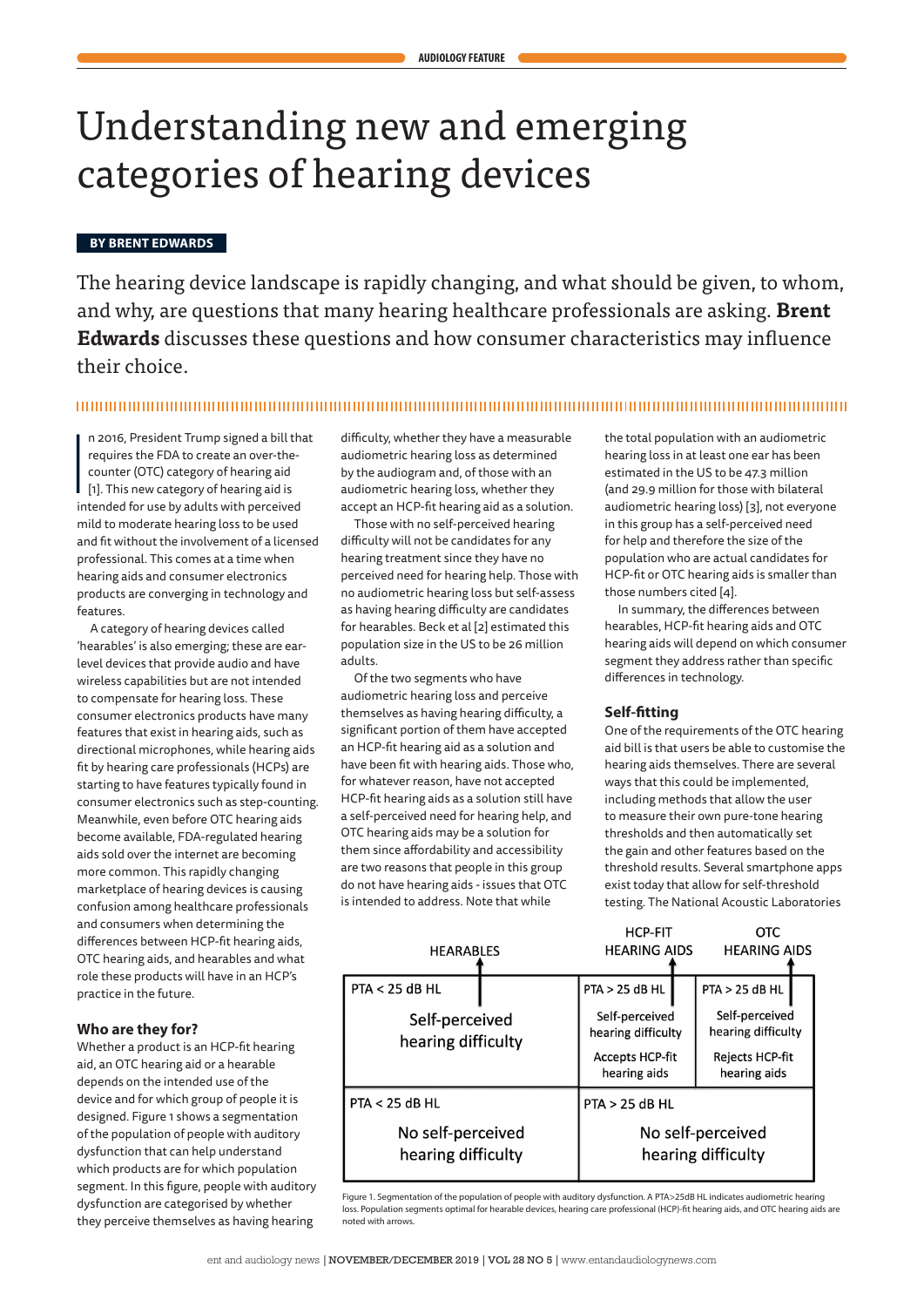# Understanding new and emerging categories of hearing devices

**BY BRENT EDWARDS**

The hearing device landscape is rapidly changing, and what should be given, to whom, and why, are questions that many hearing healthcare professionals are asking. **Brent Edwards** discusses these questions and how consumer characteristics may influence their choice.

In 2016, President Trump signed a bill that requires the FDA to create an over-the-counter (OTC) category of hearing aid [1]. This new category of hearing aid is intended for use by adults with perceived mild to moderate hearing loss to be used and fit without the involvement of a licensed professional. This comes at a time when hearing aids and consumer electronics products are converging in technology and features.

A category of hearing devices called 'hearables' is also emerging; these are ear-level devices that provide audio and have wireless capabilities but are not intended to compensate for hearing loss. These consumer electronics products have many features that exist in hearing aids, such as directional microphones, while hearing aids fit by hearing care professionals (HCPs) are starting to have features typically found in consumer electronics such as step-counting. Meanwhile, even before OTC hearing aids become available, FDA-regulated hearing aids sold over the internet are becoming more common. This rapidly changing marketplace of hearing devices is causing confusion among healthcare professionals and consumers when determining the differences between HCP-fit hearing aids, OTC hearing aids, and hearables and what role these products will have in an HCP's practice in the future.

### Who are they for?

Whether a product is an HCP-fit hearing aid, an OTC hearing aid or a hearable depends on the intended use of the device and for which group of people it is designed. Figure 1 shows a segmentation of the population of people with auditory dysfunction that can help understand which products are for which population segment. In this figure, people with auditory dysfunction are categorised by whether they perceive themselves as having hearing difficulty, whether they have a measurable audiometric hearing loss as determined by the audiogram and, of those with an audiometric hearing loss, whether they accept an HCP-fit hearing aid as a solution.

Those with no self-perceived hearing difficulty will not be candidates for any hearing treatment since they have no perceived need for hearing help. Those with no audiometric hearing loss but self-assess as having hearing difficulty are candidates for hearables. Beck et al [2] estimated this population size in the US to be 26 million adults.

Of the two segments who have audiometric hearing loss and perceive themselves as having hearing difficulty, a significant portion of them have accepted an HCP-fit hearing aid as a solution and have been fit with hearing aids. Those who, for whatever reason, have not accepted HCP-fit hearing aids as a solution still have a self-perceived need for hearing help, and OTC hearing aids may be a solution for them since affordability and accessibility are two reasons that people in this group do not have hearing aids - issues that OTC is intended to address. Note that while the total population with an audiometric hearing loss in at least one ear has been estimated in the US to be 47.3 million (and 29.9 million for those with bilateral audiometric hearing loss) [3], not everyone in this group has a self-perceived need for help and therefore the size of the population who are actual candidates for HCP-fit or OTC hearing aids is smaller than those numbers cited [4].

In summary, the differences between hearables, HCP-fit hearing aids and OTC hearing aids will depend on which consumer segment they address rather than specific differences in technology.

### Self-fitting

One of the requirements of the OTC hearing aid bill is that users be able to customise the hearing aids themselves. There are several ways that this could be implemented, including methods that allow the user to measure their own pure-tone hearing thresholds and then automatically set the gain and other features based on the threshold results. Several smartphone apps exist today that allow for self-threshold testing. The National Acoustic Laboratories

| HEARABLES | HCP-FIT HEARING AIDS | OTC HEARING AIDS |
|---|---|---|
| PTA < 25 dB HL<br>Self-perceived hearing difficulty | PTA > 25 dB HL<br>Self-perceived hearing difficulty<br>Accepts HCP-fit hearing aids | PTA > 25 dB HL<br>Self-perceived hearing difficulty<br>Rejects HCP-fit hearing aids |
| PTA < 25 dB HL<br>No self-perceived hearing difficulty | PTA > 25 dB HL<br>No self-perceived hearing difficulty | |

Figure 1. Segmentation of the population of people with auditory dysfunction. A PTA>25dB HL indicates audiometric hearing loss. Population segments optimal for hearable devices, hearing care professional (HCP)-fit hearing aids, and OTC hearing aids are noted with arrows.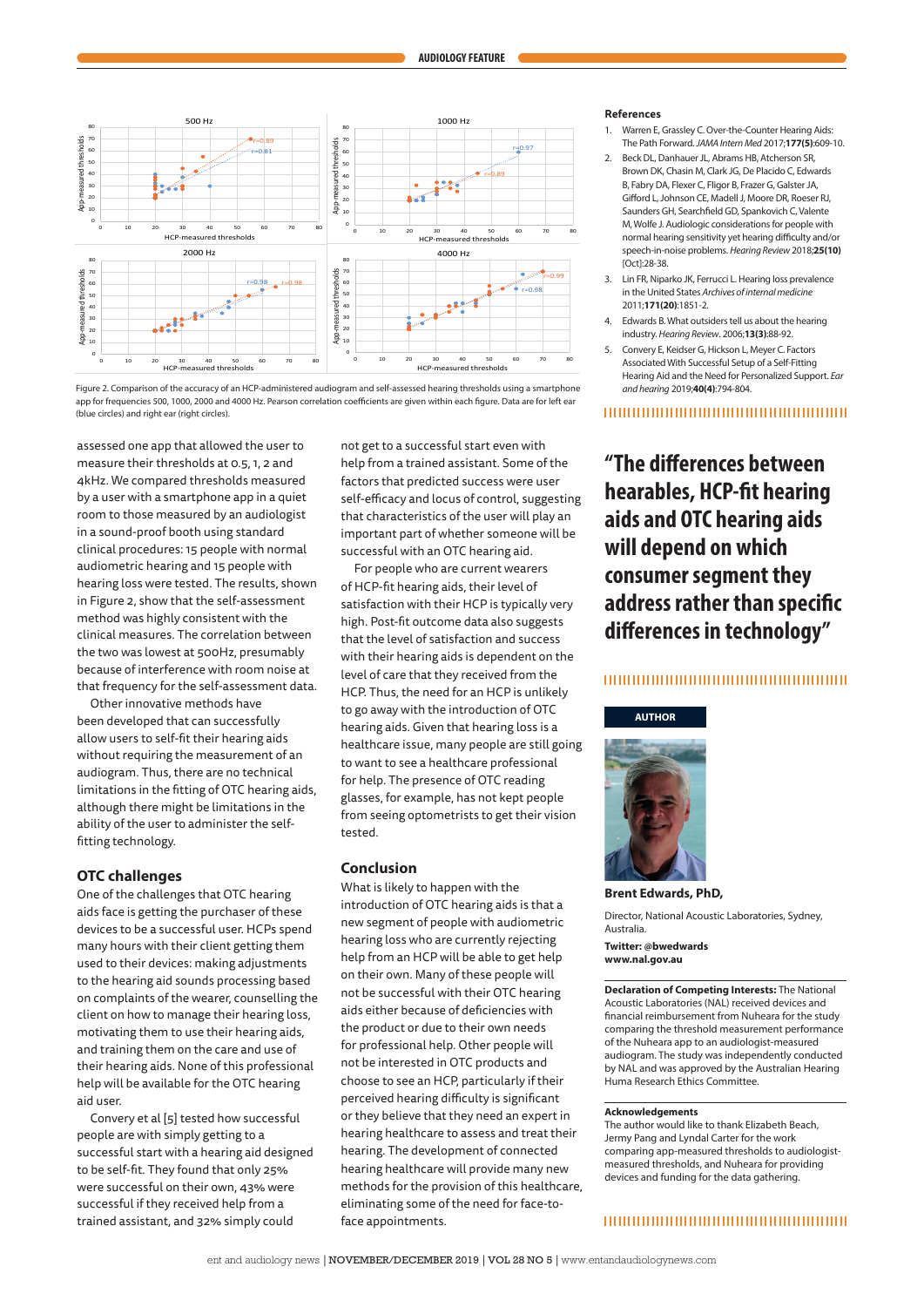500 Hz

r=0.89

r=0.81

App-measured thresholds

HCP-measured thresholds

1000 Hz

r=0.97

r=0.89

App-measured thresholds

HCP-measured thresholds

2000 Hz

r=0.98

r=0.98

App-measured thresholds

HCP-measured thresholds

4000 Hz

r=0.99

r=0.98

App-measured thresholds

HCP-measured thresholds

Figure 2. Comparison of the accuracy of an HCP-administered audiogram and self-assessed hearing thresholds using a smartphone app for frequencies 500, 1000, 2000 and 4000 Hz. Pearson correlation coefficients are given within each figure. Data are for left ear (blue circles) and right ear (right circles).

assessed one app that allowed the user to measure their thresholds at 0.5, 1, 2 and 4kHz. We compared thresholds measured by a user with a smartphone app in a quiet room to those measured by an audiologist in a sound-proof booth using standard clinical procedures: 15 people with normal audiometric hearing and 15 people with hearing loss were tested. The results, shown in Figure 2, show that the self-assessment method was highly consistent with the clinical measures. The correlation between the two was lowest at 500Hz, presumably because of interference with room noise and that frequency for the self-assessment data.

Other innovative methods have been developed that can successfully allow users to self-fit their hearing aids without requiring the measurement of an audiogram. Thus, there are no technical limitations in the fitting of OTC hearing aids, although there might be limitations in the ability of the user to administer the self-fitting technology.

## OTC challenges

One of the challenges that OTC hearing aids face is getting the purchaser of these devices to be a successful user. HCPs spend many hours with their client getting them used to their devices: making adjustments to the hearing aid sounds processing based on complaints of the wearer, counselling the client on how to manage their hearing loss, motivating them to use their hearing aids, and training them on the care and use of their hearing aids. None of this professional help will be available for the OTC hearing aid user.

Convery et al [5] tested how successful people are with simply getting to a successful start with a hearing aid designed to be self-fit. They found that only 25% were successful on their own, 43% were successful if they received help from a trained assistant, and 32% simply could not get to a successful start even with help from a trained assistant. Some of the factors that predicted success were user self-efficacy and locus of control, suggesting that characteristics of the user will play an important part of whether someone will be successful with an OTC hearing aid.

For people who are current wearers of HCP-fit hearing aids, their level of satisfaction with their HCP is typically very high. Post-fit outcome data also suggests that the level of satisfaction and success with their hearing aids is dependent on the level of care that they received from the HCP. Thus, the need for an HCP is unlikely to go away with the introduction of OTC hearing aids. Given that hearing loss is a healthcare issue, many people are still going to want to see a healthcare professional for help. The presence of OTC reading glasses, for example, has not kept people from seeing optometrists to get their vision tested.

## Conclusion

What is likely to happen with the introduction of OTC hearing aids is that a new segment of people with audiometric hearing loss who are currently rejecting help from an HCP will be able to get help on their own. Many of these people will not be successful with their OTC hearing aids either because of deficiencies with the product or due to their own needs for professional help. Other people will not be interested in OTC products and choose to see an HCP, particularly if their perceived hearing difficulty is significant or they believe that they need an expert in hearing healthcare to assess and treat their hearing. The development of connected hearing healthcare will provide many new methods for the provision of this healthcare, eliminating some of the need for face-to-face appointments.

## References

1. Warren E, Grassley C. Over-the-Counter Hearing Aids: The Path Forward. *JAMA Intern Med* 2017;**177(5)**:609-10.
2. Beck DL, Danhauer JL, Abrams HB, Atcherson SR, Brown DK, Chasin M, Clark JG, De Placido C, Edwards B, Fabry DA, Flexer C, Fligor B, Frazer G, Galster JA, Gifford L, Johnson CE, Madell J, Moore DR, Roeser RJ, Saunders GH, Searchfield GD, Spankovich C, Valente M, Wolfe J. Audiologic considerations for people with normal hearing sensitivity yet hearing difficulty and/or speech-in-noise problems. *Hearing Review* 2018;**25(10)** [Oct]:28-38.
3. Lin FR, Niparko JK, Ferrucci L. Hearing loss prevalence in the United States *Archives of internal medicine* 2011;**171(20)**:1851-2.
4. Edwards B. What outsiders tell us about the hearing industry. *Hearing Review*. 2006;**13(3)**:88-92.
5. Convery E, Keidser G, Hickson L, Meyer C. Factors Associated With Successful Setup of a Self-Fitting Hearing Aid and the Need for Personalized Support. *Ear and hearing* 2019;**40(4)**:794-804.

> **"The differences between hearables, HCP-fit hearing aids and OTC hearing aids will depend on which consumer segment they address rather than specific differences in technology"**

**AUTHOR**

**Brent Edwards, PhD,**

Director, National Acoustic Laboratories, Sydney, Australia.

**Twitter: @bwedwards**
**www.nal.gov.au**

**Declaration of Competing Interests:** The National Acoustic Laboratories (NAL) received devices and financial reimbursement from Nuheara for the study comparing the threshold measurement performance of the Nuheara app to an audiologist-measured audiogram. The study was independently conducted by NAL and was approved by the Australian Hearing Huma Research Ethics Committee.

**Acknowledgements**
The author would like to thank Elizabeth Beach, Jermy Pang and Lyndal Carter for the work comparing app-measured thresholds to audiologist-measured thresholds, and Nuheara for providing devices and funding for the data gathering.